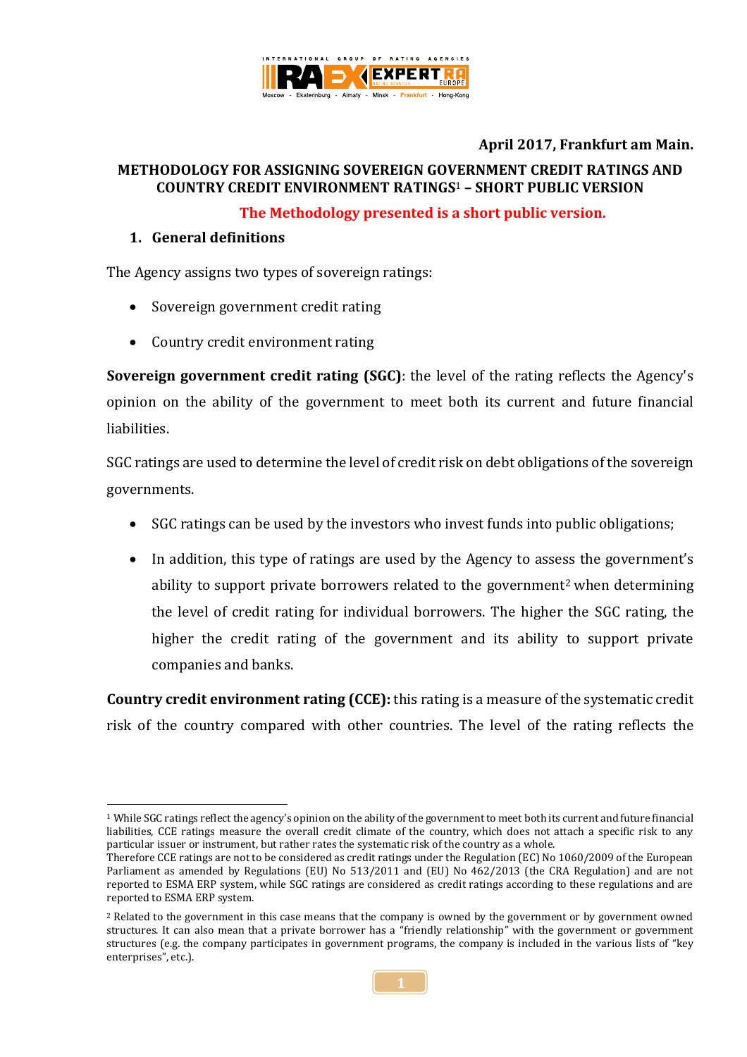April 2017, Frankfurt am Main.

**METHODOLOGY FOR ASSIGNING SOVEREIGN GOVERNMENT CREDIT RATINGS AND COUNTRY CREDIT ENVIRONMENT RATINGS[1] – SHORT PUBLIC VERSION**

**The Methodology presented is a short public version.**

## 1. General definitions

The Agency assigns two types of sovereign ratings:

- Sovereign government credit rating
- Country credit environment rating

**Sovereign government credit rating (SGC)**: the level of the rating reflects the Agency's opinion on the ability of the government to meet both its current and future financial liabilities.

SGC ratings are used to determine the level of credit risk on debt obligations of the sovereign governments.

- SGC ratings can be used by the investors who invest funds into public obligations;
- In addition, this type of ratings are used by the Agency to assess the government's ability to support private borrowers related to the government[2] when determining the level of credit rating for individual borrowers. The higher the SGC rating, the higher the credit rating of the government and its ability to support private companies and banks.

**Country credit environment rating (CCE):** this rating is a measure of the systematic credit risk of the country compared with other countries. The level of the rating reflects the

---

[1] While SGC ratings reflect the agency's opinion on the ability of the government to meet both its current and future financial liabilities, CCE ratings measure the overall credit climate of the country, which does not attach a specific risk to any particular issuer or instrument, but rather rates the systematic risk of the country as a whole.
Therefore CCE ratings are not to be considered as credit ratings under the Regulation (EC) No 1060/2009 of the European Parliament as amended by Regulations (EU) No 513/2011 and (EU) No 462/2013 (the CRA Regulation) and are not reported to ESMA ERP system, while SGC ratings are considered as credit ratings according to these regulations and are reported to ESMA ERP system.

[2] Related to the government in this case means that the company is owned by the government or by government owned structures. It can also mean that a private borrower has a "friendly relationship" with the government or government structures (e.g. the company participates in government programs, the company is included in the various lists of "key enterprises", etc.).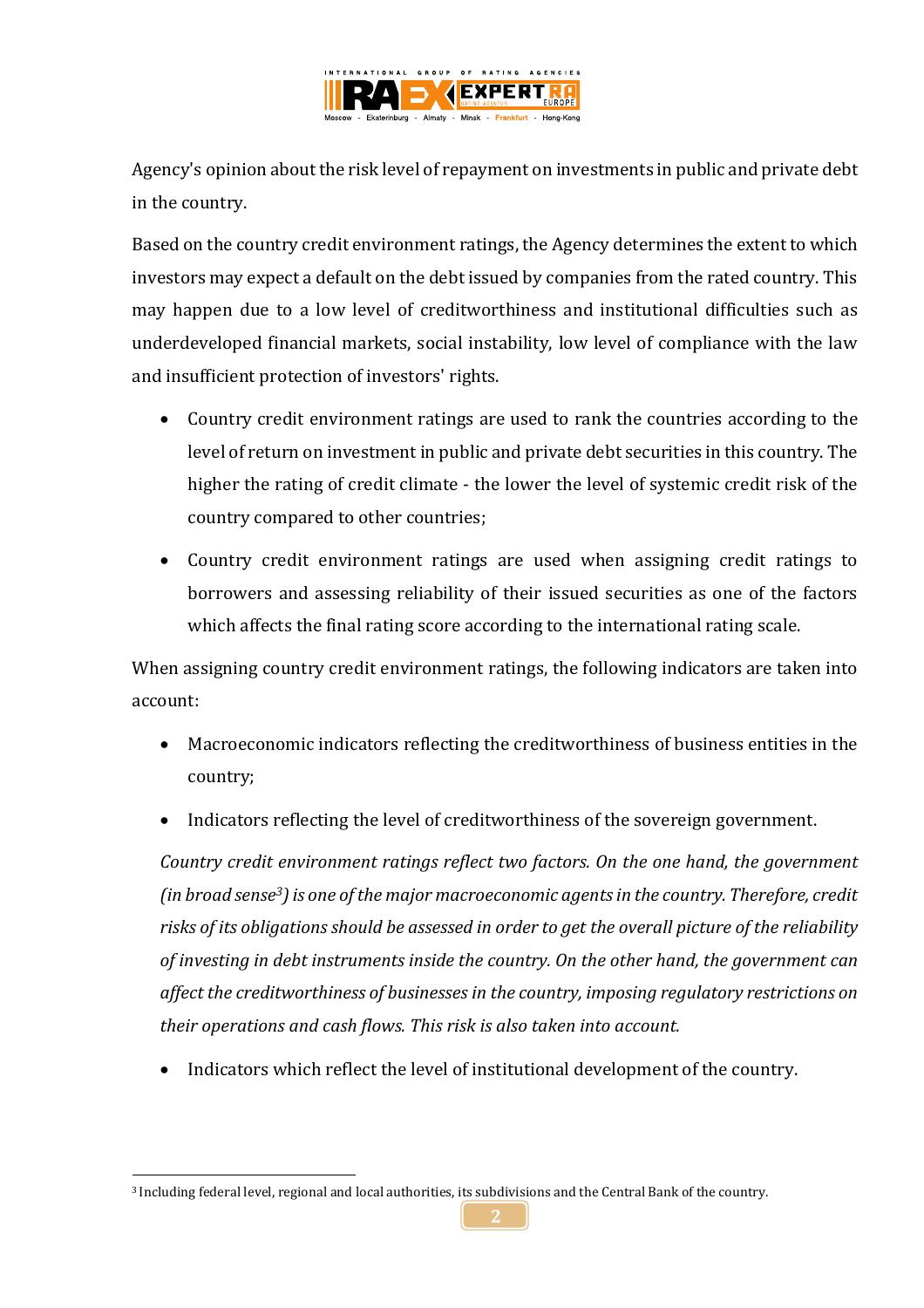Agency's opinion about the risk level of repayment on investments in public and private debt in the country.

Based on the country credit environment ratings, the Agency determines the extent to which investors may expect a default on the debt issued by companies from the rated country. This may happen due to a low level of creditworthiness and institutional difficulties such as underdeveloped financial markets, social instability, low level of compliance with the law and insufficient protection of investors' rights.

- Country credit environment ratings are used to rank the countries according to the level of return on investment in public and private debt securities in this country. The higher the rating of credit climate - the lower the level of systemic credit risk of the country compared to other countries;
- Country credit environment ratings are used when assigning credit ratings to borrowers and assessing reliability of their issued securities as one of the factors which affects the final rating score according to the international rating scale.

When assigning country credit environment ratings, the following indicators are taken into account:

- Macroeconomic indicators reflecting the creditworthiness of business entities in the country;
- Indicators reflecting the level of creditworthiness of the sovereign government.

*Country credit environment ratings reflect two factors. On the one hand, the government (in broad sense[3]) is one of the major macroeconomic agents in the country. Therefore, credit risks of its obligations should be assessed in order to get the overall picture of the reliability of investing in debt instruments inside the country. On the other hand, the government can affect the creditworthiness of businesses in the country, imposing regulatory restrictions on their operations and cash flows. This risk is also taken into account.*

- Indicators which reflect the level of institutional development of the country.

[3] Including federal level, regional and local authorities, its subdivisions and the Central Bank of the country.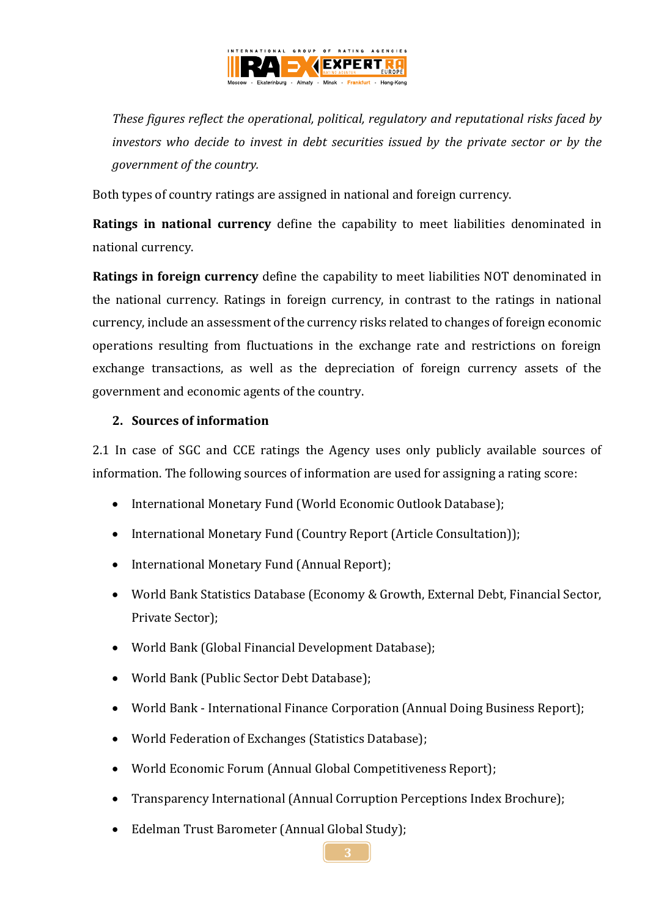*These figures reflect the operational, political, regulatory and reputational risks faced by investors who decide to invest in debt securities issued by the private sector or by the government of the country.*

Both types of country ratings are assigned in national and foreign currency.

**Ratings in national currency** define the capability to meet liabilities denominated in national currency.

**Ratings in foreign currency** define the capability to meet liabilities NOT denominated in the national currency. Ratings in foreign currency, in contrast to the ratings in national currency, include an assessment of the currency risks related to changes of foreign economic operations resulting from fluctuations in the exchange rate and restrictions on foreign exchange transactions, as well as the depreciation of foreign currency assets of the government and economic agents of the country.

## 2. Sources of information

2.1 In case of SGC and CCE ratings the Agency uses only publicly available sources of information. The following sources of information are used for assigning a rating score:

- International Monetary Fund (World Economic Outlook Database);
- International Monetary Fund (Country Report (Article Consultation));
- International Monetary Fund (Annual Report);
- World Bank Statistics Database (Economy & Growth, External Debt, Financial Sector, Private Sector);
- World Bank (Global Financial Development Database);
- World Bank (Public Sector Debt Database);
- World Bank - International Finance Corporation (Annual Doing Business Report);
- World Federation of Exchanges (Statistics Database);
- World Economic Forum (Annual Global Competitiveness Report);
- Transparency International (Annual Corruption Perceptions Index Brochure);
- Edelman Trust Barometer (Annual Global Study);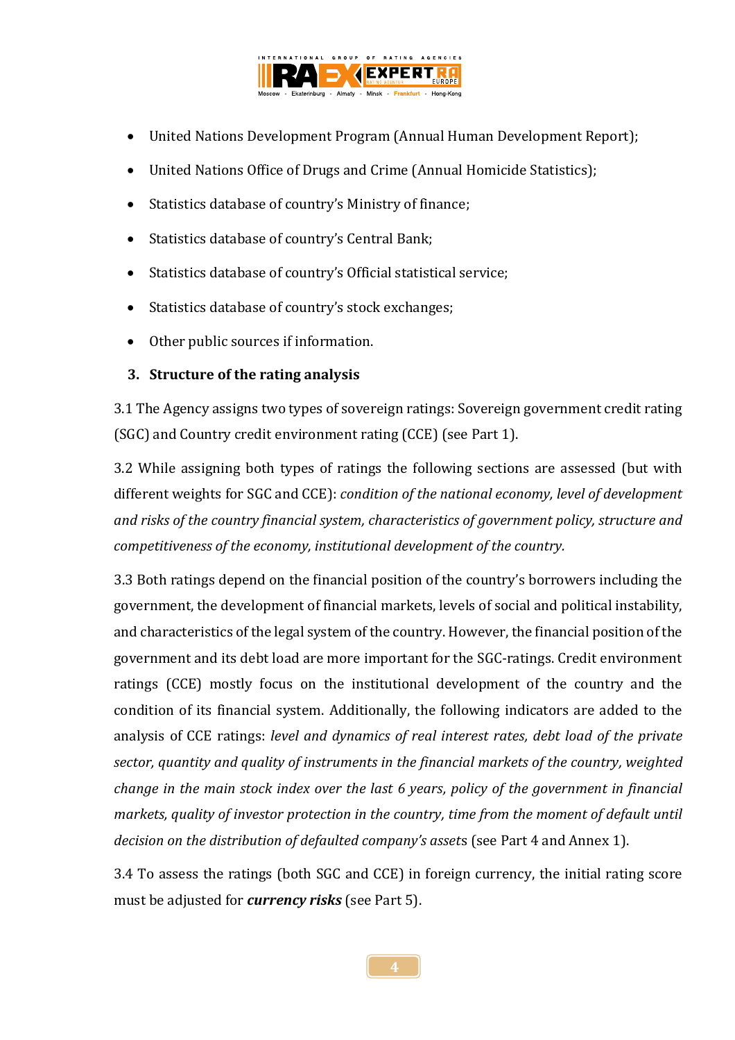- United Nations Development Program (Annual Human Development Report);
- United Nations Office of Drugs and Crime (Annual Homicide Statistics);
- Statistics database of country's Ministry of finance;
- Statistics database of country's Central Bank;
- Statistics database of country's Official statistical service;
- Statistics database of country's stock exchanges;
- Other public sources if information.

## 3. Structure of the rating analysis

3.1 The Agency assigns two types of sovereign ratings: Sovereign government credit rating (SGC) and Country credit environment rating (CCE) (see Part 1).

3.2 While assigning both types of ratings the following sections are assessed (but with different weights for SGC and CCE): *condition of the national economy, level of development and risks of the country financial system, characteristics of government policy, structure and competitiveness of the economy, institutional development of the country.*

3.3 Both ratings depend on the financial position of the country's borrowers including the government, the development of financial markets, levels of social and political instability, and characteristics of the legal system of the country. However, the financial position of the government and its debt load are more important for the SGC-ratings. Credit environment ratings (CCE) mostly focus on the institutional development of the country and the condition of its financial system. Additionally, the following indicators are added to the analysis of CCE ratings: *level and dynamics of real interest rates, debt load of the private sector, quantity and quality of instruments in the financial markets of the country, weighted change in the main stock index over the last 6 years, policy of the government in financial markets, quality of investor protection in the country, time from the moment of default until decision on the distribution of defaulted company's asset*s (see Part 4 and Annex 1).

3.4 To assess the ratings (both SGC and CCE) in foreign currency, the initial rating score must be adjusted for ***currency risks*** (see Part 5).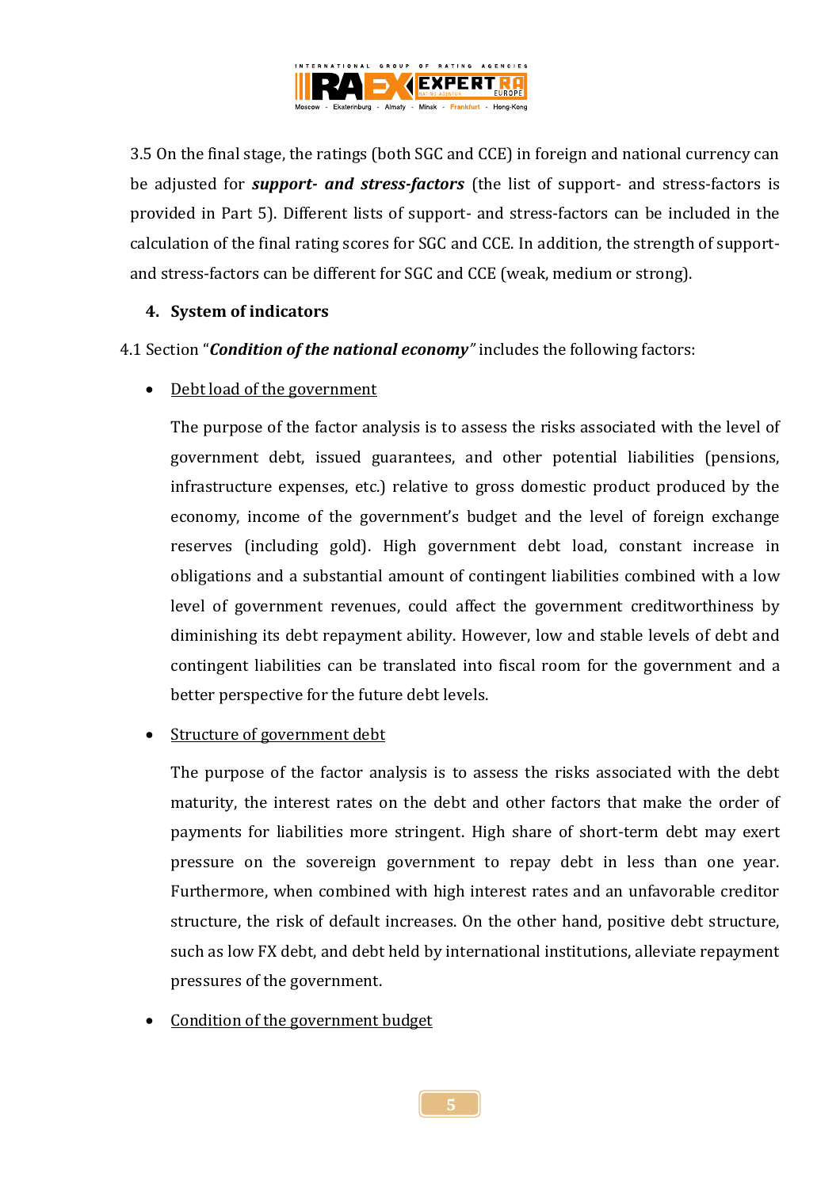3.5 On the final stage, the ratings (both SGC and CCE) in foreign and national currency can be adjusted for ***support- and stress-factors*** (the list of support- and stress-factors is provided in Part 5). Different lists of support- and stress-factors can be included in the calculation of the final rating scores for SGC and CCE. In addition, the strength of support- and stress-factors can be different for SGC and CCE (weak, medium or strong).

## 4. System of indicators

4.1 Section "***Condition of the national economy***" includes the following factors:

- <u>Debt load of the government</u>

  The purpose of the factor analysis is to assess the risks associated with the level of government debt, issued guarantees, and other potential liabilities (pensions, infrastructure expenses, etc.) relative to gross domestic product produced by the economy, income of the government's budget and the level of foreign exchange reserves (including gold). High government debt load, constant increase in obligations and a substantial amount of contingent liabilities combined with a low level of government revenues, could affect the government creditworthiness by diminishing its debt repayment ability. However, low and stable levels of debt and contingent liabilities can be translated into fiscal room for the government and a better perspective for the future debt levels.

- <u>Structure of government debt</u>

  The purpose of the factor analysis is to assess the risks associated with the debt maturity, the interest rates on the debt and other factors that make the order of payments for liabilities more stringent. High share of short-term debt may exert pressure on the sovereign government to repay debt in less than one year. Furthermore, when combined with high interest rates and an unfavorable creditor structure, the risk of default increases. On the other hand, positive debt structure, such as low FX debt, and debt held by international institutions, alleviate repayment pressures of the government.

- <u>Condition of the government budget</u>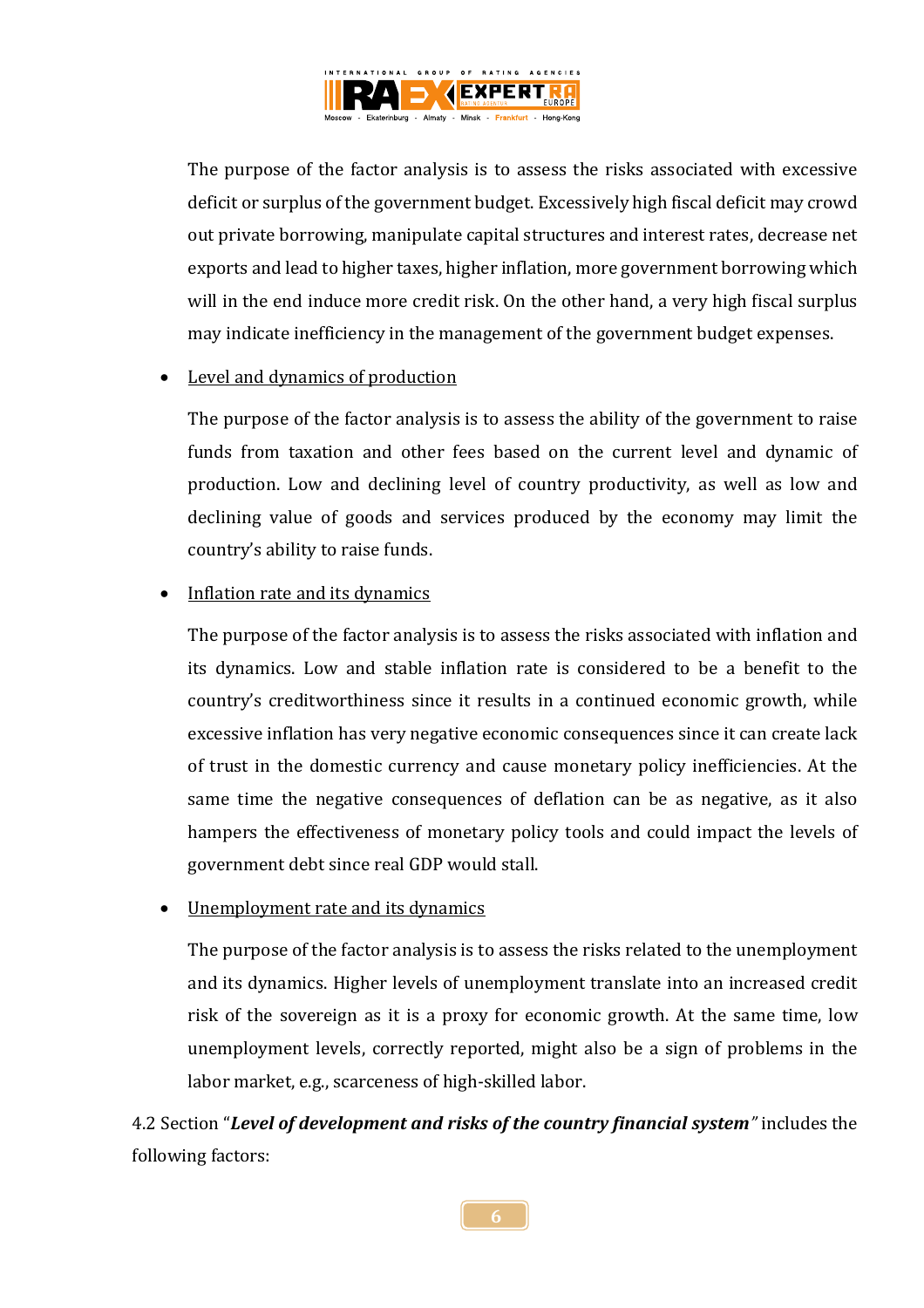The purpose of the factor analysis is to assess the risks associated with excessive deficit or surplus of the government budget. Excessively high fiscal deficit may crowd out private borrowing, manipulate capital structures and interest rates, decrease net exports and lead to higher taxes, higher inflation, more government borrowing which will in the end induce more credit risk. On the other hand, a very high fiscal surplus may indicate inefficiency in the management of the government budget expenses.

- <u>Level and dynamics of production</u>

  The purpose of the factor analysis is to assess the ability of the government to raise funds from taxation and other fees based on the current level and dynamic of production. Low and declining level of country productivity, as well as low and declining value of goods and services produced by the economy may limit the country's ability to raise funds.

- <u>Inflation rate and its dynamics</u>

  The purpose of the factor analysis is to assess the risks associated with inflation and its dynamics. Low and stable inflation rate is considered to be a benefit to the country's creditworthiness since it results in a continued economic growth, while excessive inflation has very negative economic consequences since it can create lack of trust in the domestic currency and cause monetary policy inefficiencies. At the same time the negative consequences of deflation can be as negative, as it also hampers the effectiveness of monetary policy tools and could impact the levels of government debt since real GDP would stall.

- <u>Unemployment rate and its dynamics</u>

  The purpose of the factor analysis is to assess the risks related to the unemployment and its dynamics. Higher levels of unemployment translate into an increased credit risk of the sovereign as it is a proxy for economic growth. At the same time, low unemployment levels, correctly reported, might also be a sign of problems in the labor market, e.g., scarceness of high-skilled labor.

4.2 Section "***Level of development and risks of the country financial system***" includes the following factors: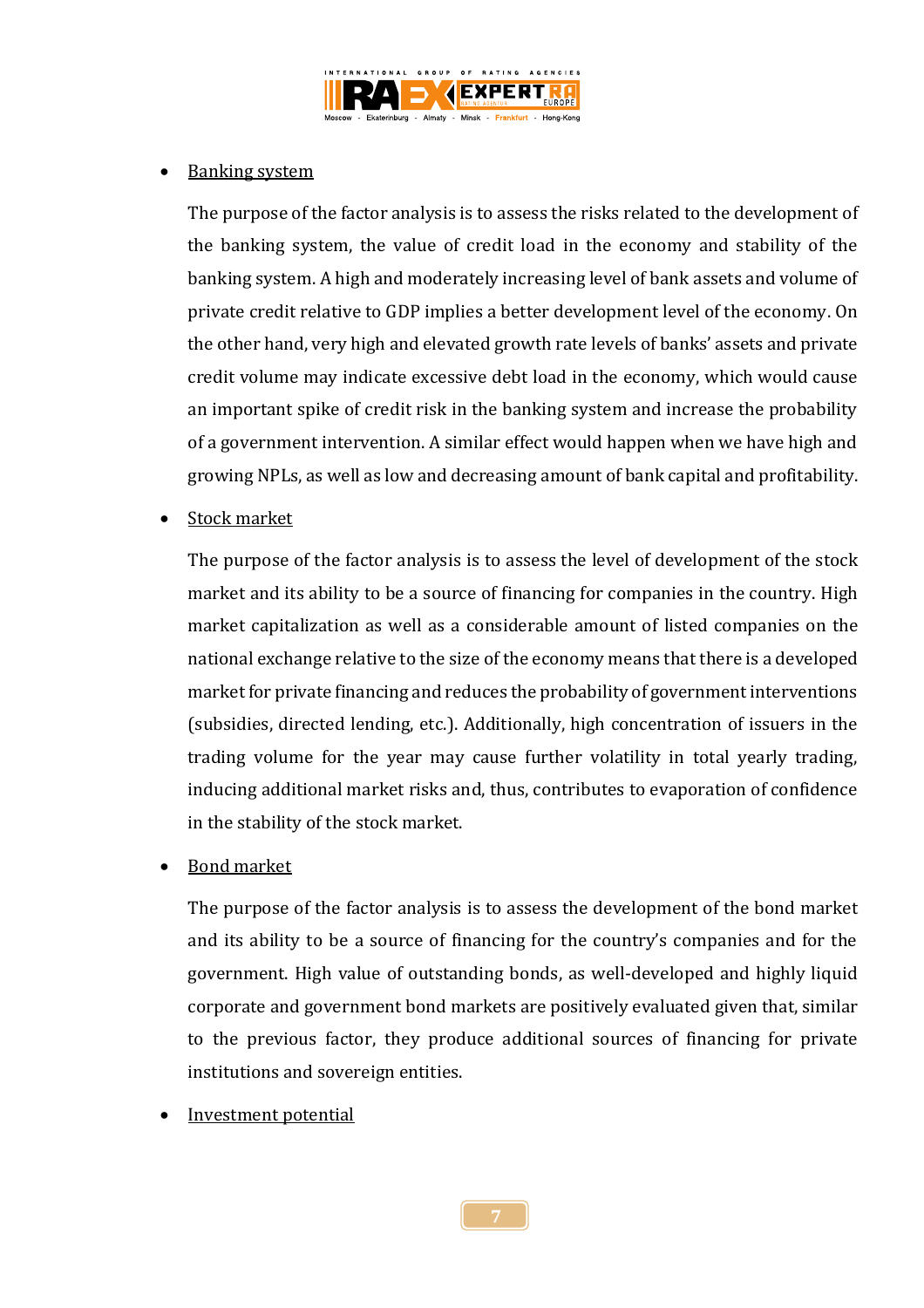- Banking system

  The purpose of the factor analysis is to assess the risks related to the development of the banking system, the value of credit load in the economy and stability of the banking system. A high and moderately increasing level of bank assets and volume of private credit relative to GDP implies a better development level of the economy. On the other hand, very high and elevated growth rate levels of banks' assets and private credit volume may indicate excessive debt load in the economy, which would cause an important spike of credit risk in the banking system and increase the probability of a government intervention. A similar effect would happen when we have high and growing NPLs, as well as low and decreasing amount of bank capital and profitability.

- Stock market

  The purpose of the factor analysis is to assess the level of development of the stock market and its ability to be a source of financing for companies in the country. High market capitalization as well as a considerable amount of listed companies on the national exchange relative to the size of the economy means that there is a developed market for private financing and reduces the probability of government interventions (subsidies, directed lending, etc.). Additionally, high concentration of issuers in the trading volume for the year may cause further volatility in total yearly trading, inducing additional market risks and, thus, contributes to evaporation of confidence in the stability of the stock market.

- Bond market

  The purpose of the factor analysis is to assess the development of the bond market and its ability to be a source of financing for the country's companies and for the government. High value of outstanding bonds, as well-developed and highly liquid corporate and government bond markets are positively evaluated given that, similar to the previous factor, they produce additional sources of financing for private institutions and sovereign entities.

- Investment potential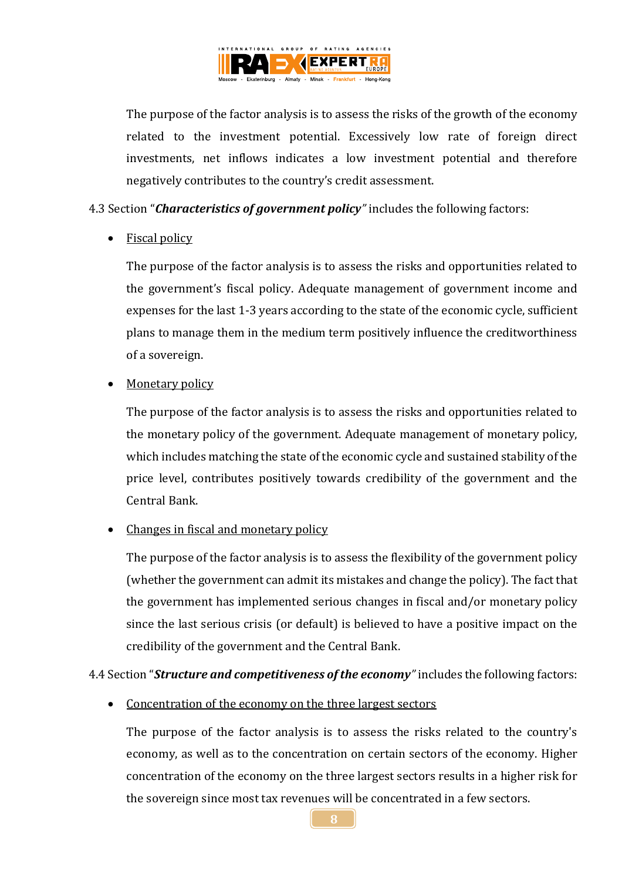The purpose of the factor analysis is to assess the risks of the growth of the economy related to the investment potential. Excessively low rate of foreign direct investments, net inflows indicates a low investment potential and therefore negatively contributes to the country's credit assessment.

4.3 Section "***Characteristics of government policy***" includes the following factors:

- Fiscal policy

  The purpose of the factor analysis is to assess the risks and opportunities related to the government's fiscal policy. Adequate management of government income and expenses for the last 1-3 years according to the state of the economic cycle, sufficient plans to manage them in the medium term positively influence the creditworthiness of a sovereign.

- Monetary policy

  The purpose of the factor analysis is to assess the risks and opportunities related to the monetary policy of the government. Adequate management of monetary policy, which includes matching the state of the economic cycle and sustained stability of the price level, contributes positively towards credibility of the government and the Central Bank.

- Changes in fiscal and monetary policy

  The purpose of the factor analysis is to assess the flexibility of the government policy (whether the government can admit its mistakes and change the policy). The fact that the government has implemented serious changes in fiscal and/or monetary policy since the last serious crisis (or default) is believed to have a positive impact on the credibility of the government and the Central Bank.

4.4 Section "***Structure and competitiveness of the economy***" includes the following factors:

- Concentration of the economy on the three largest sectors

  The purpose of the factor analysis is to assess the risks related to the country's economy, as well as to the concentration on certain sectors of the economy. Higher concentration of the economy on the three largest sectors results in a higher risk for the sovereign since most tax revenues will be concentrated in a few sectors.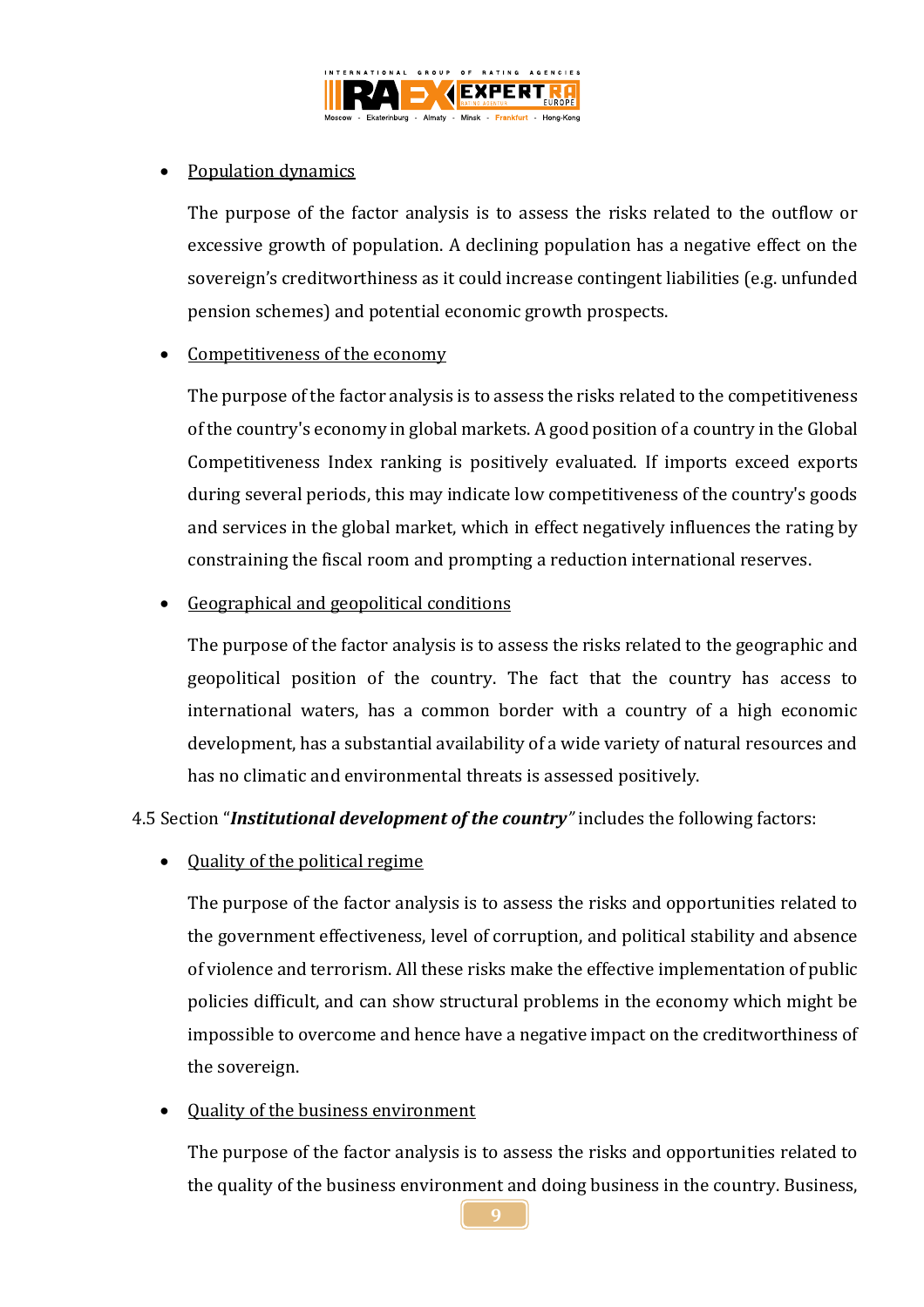- <u>Population dynamics</u>

  The purpose of the factor analysis is to assess the risks related to the outflow or excessive growth of population. A declining population has a negative effect on the sovereign's creditworthiness as it could increase contingent liabilities (e.g. unfunded pension schemes) and potential economic growth prospects.

- <u>Competitiveness of the economy</u>

  The purpose of the factor analysis is to assess the risks related to the competitiveness of the country's economy in global markets. A good position of a country in the Global Competitiveness Index ranking is positively evaluated. If imports exceed exports during several periods, this may indicate low competitiveness of the country's goods and services in the global market, which in effect negatively influences the rating by constraining the fiscal room and prompting a reduction international reserves.

- <u>Geographical and geopolitical conditions</u>

  The purpose of the factor analysis is to assess the risks related to the geographic and geopolitical position of the country. The fact that the country has access to international waters, has a common border with a country of a high economic development, has a substantial availability of a wide variety of natural resources and has no climatic and environmental threats is assessed positively.

4.5 Section "***Institutional development of the country***" includes the following factors:

- <u>Quality of the political regime</u>

  The purpose of the factor analysis is to assess the risks and opportunities related to the government effectiveness, level of corruption, and political stability and absence of violence and terrorism. All these risks make the effective implementation of public policies difficult, and can show structural problems in the economy which might be impossible to overcome and hence have a negative impact on the creditworthiness of the sovereign.

- <u>Quality of the business environment</u>

  The purpose of the factor analysis is to assess the risks and opportunities related to the quality of the business environment and doing business in the country. Business,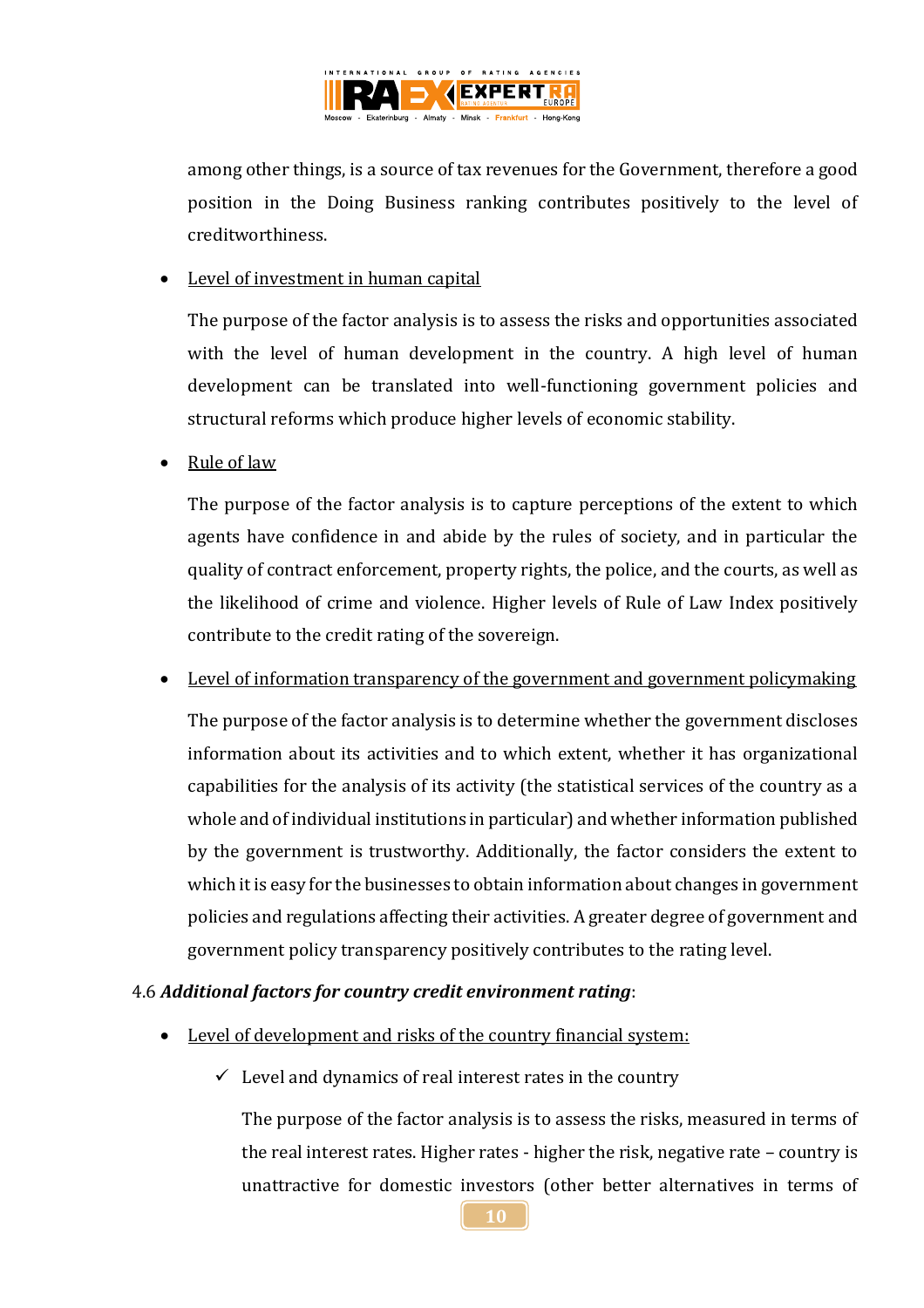among other things, is a source of tax revenues for the Government, therefore a good position in the Doing Business ranking contributes positively to the level of creditworthiness.

- Level of investment in human capital

  The purpose of the factor analysis is to assess the risks and opportunities associated with the level of human development in the country. A high level of human development can be translated into well-functioning government policies and structural reforms which produce higher levels of economic stability.

- Rule of law

  The purpose of the factor analysis is to capture perceptions of the extent to which agents have confidence in and abide by the rules of society, and in particular the quality of contract enforcement, property rights, the police, and the courts, as well as the likelihood of crime and violence. Higher levels of Rule of Law Index positively contribute to the credit rating of the sovereign.

- Level of information transparency of the government and government policymaking

  The purpose of the factor analysis is to determine whether the government discloses information about its activities and to which extent, whether it has organizational capabilities for the analysis of its activity (the statistical services of the country as a whole and of individual institutions in particular) and whether information published by the government is trustworthy. Additionally, the factor considers the extent to which it is easy for the businesses to obtain information about changes in government policies and regulations affecting their activities. A greater degree of government and government policy transparency positively contributes to the rating level.

4.6 ***Additional factors for country credit environment rating***:

- Level of development and risks of the country financial system:

  ✓ Level and dynamics of real interest rates in the country

  The purpose of the factor analysis is to assess the risks, measured in terms of the real interest rates. Higher rates - higher the risk, negative rate – country is unattractive for domestic investors (other better alternatives in terms of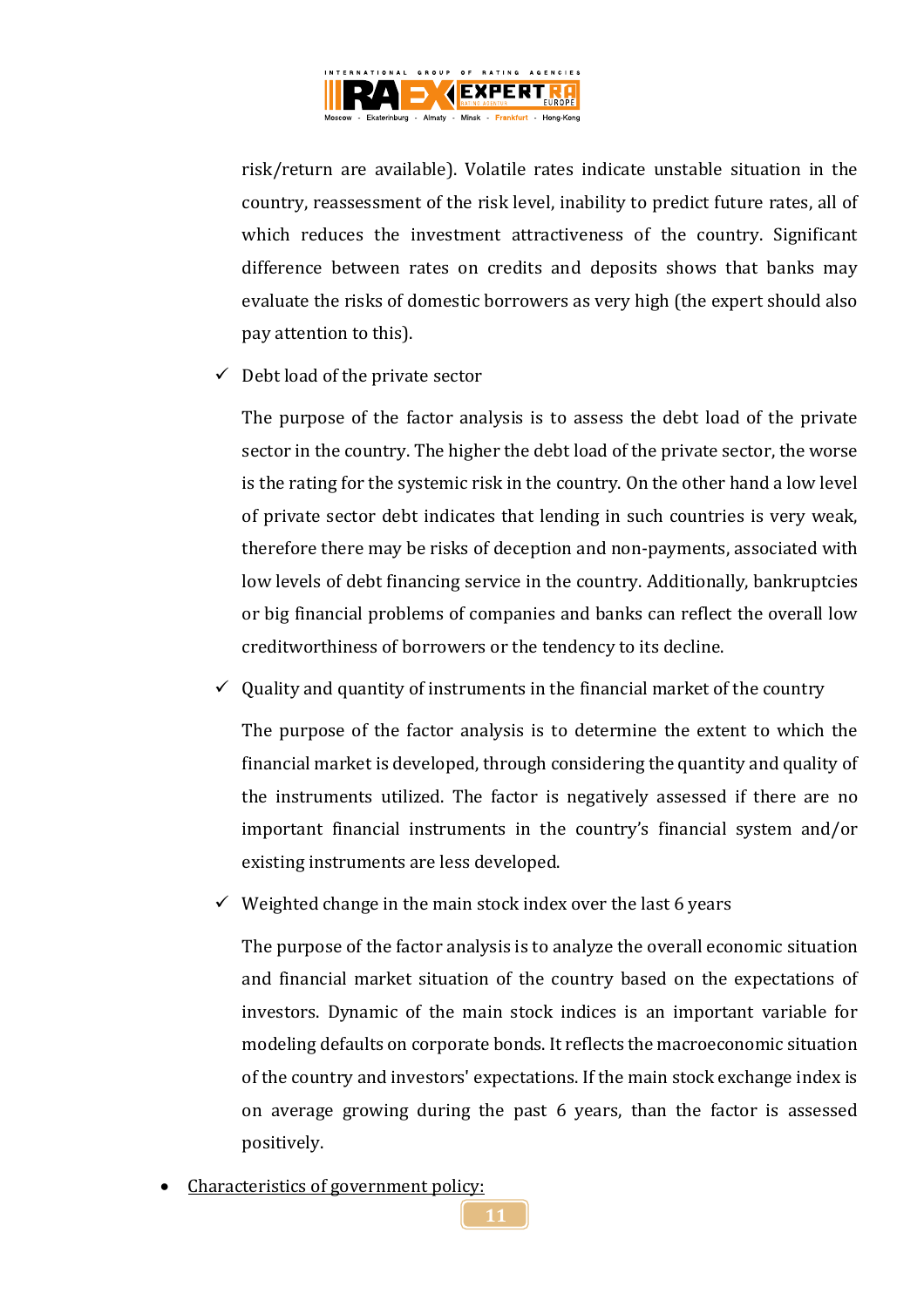risk/return are available). Volatile rates indicate unstable situation in the country, reassessment of the risk level, inability to predict future rates, all of which reduces the investment attractiveness of the country. Significant difference between rates on credits and deposits shows that banks may evaluate the risks of domestic borrowers as very high (the expert should also pay attention to this).

- ✓ Debt load of the private sector

  The purpose of the factor analysis is to assess the debt load of the private sector in the country. The higher the debt load of the private sector, the worse is the rating for the systemic risk in the country. On the other hand a low level of private sector debt indicates that lending in such countries is very weak, therefore there may be risks of deception and non-payments, associated with low levels of debt financing service in the country. Additionally, bankruptcies or big financial problems of companies and banks can reflect the overall low creditworthiness of borrowers or the tendency to its decline.

- ✓ Quality and quantity of instruments in the financial market of the country

  The purpose of the factor analysis is to determine the extent to which the financial market is developed, through considering the quantity and quality of the instruments utilized. The factor is negatively assessed if there are no important financial instruments in the country's financial system and/or existing instruments are less developed.

- ✓ Weighted change in the main stock index over the last 6 years

  The purpose of the factor analysis is to analyze the overall economic situation and financial market situation of the country based on the expectations of investors. Dynamic of the main stock indices is an important variable for modeling defaults on corporate bonds. It reflects the macroeconomic situation of the country and investors' expectations. If the main stock exchange index is on average growing during the past 6 years, than the factor is assessed positively.

- <u>Characteristics of government policy:</u>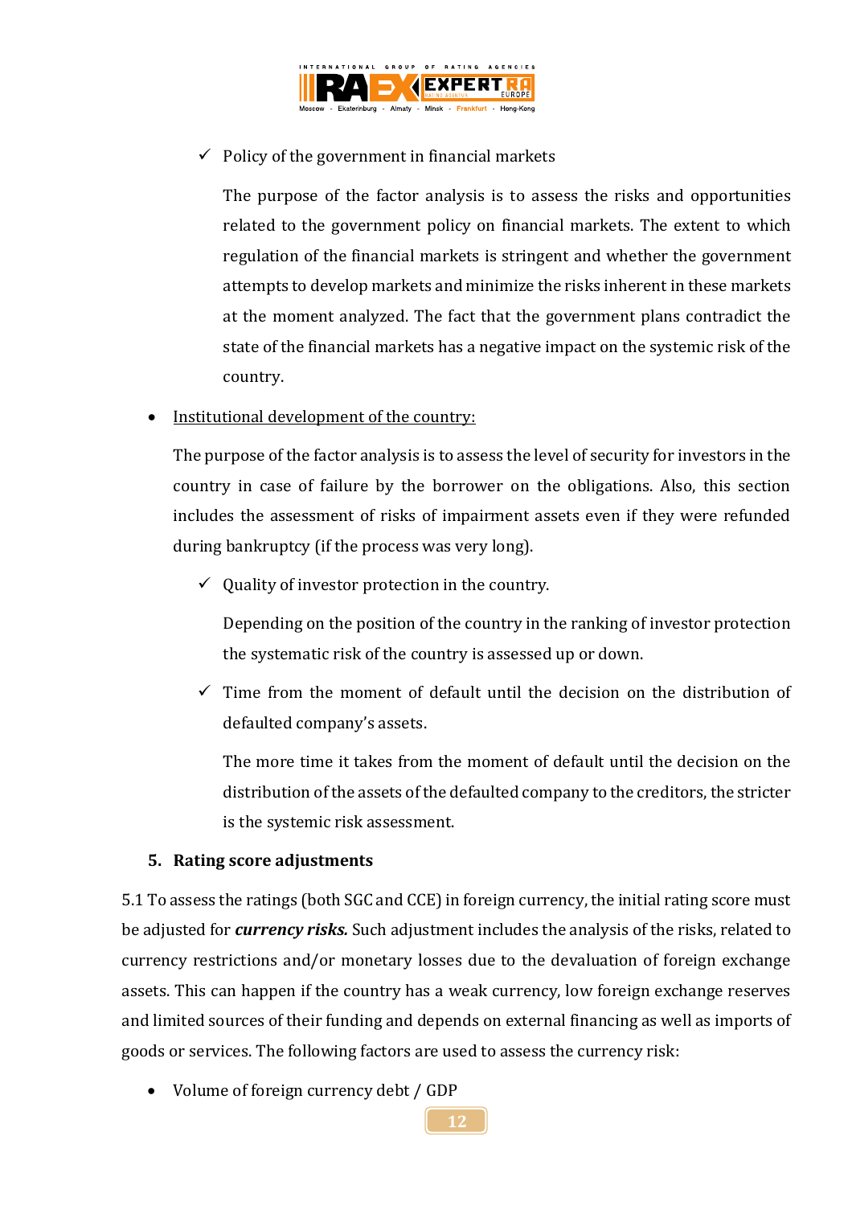- ✓ Policy of the government in financial markets

  The purpose of the factor analysis is to assess the risks and opportunities related to the government policy on financial markets. The extent to which regulation of the financial markets is stringent and whether the government attempts to develop markets and minimize the risks inherent in these markets at the moment analyzed. The fact that the government plans contradict the state of the financial markets has a negative impact on the systemic risk of the country.

- <u>Institutional development of the country:</u>

  The purpose of the factor analysis is to assess the level of security for investors in the country in case of failure by the borrower on the obligations. Also, this section includes the assessment of risks of impairment assets even if they were refunded during bankruptcy (if the process was very long).

  - ✓ Quality of investor protection in the country.

    Depending on the position of the country in the ranking of investor protection the systematic risk of the country is assessed up or down.

  - ✓ Time from the moment of default until the decision on the distribution of defaulted company's assets.

    The more time it takes from the moment of default until the decision on the distribution of the assets of the defaulted company to the creditors, the stricter is the systemic risk assessment.

## 5. Rating score adjustments

5.1 To assess the ratings (both SGC and CCE) in foreign currency, the initial rating score must be adjusted for ***currency risks.*** Such adjustment includes the analysis of the risks, related to currency restrictions and/or monetary losses due to the devaluation of foreign exchange assets. This can happen if the country has a weak currency, low foreign exchange reserves and limited sources of their funding and depends on external financing as well as imports of goods or services. The following factors are used to assess the currency risk:

- Volume of foreign currency debt / GDP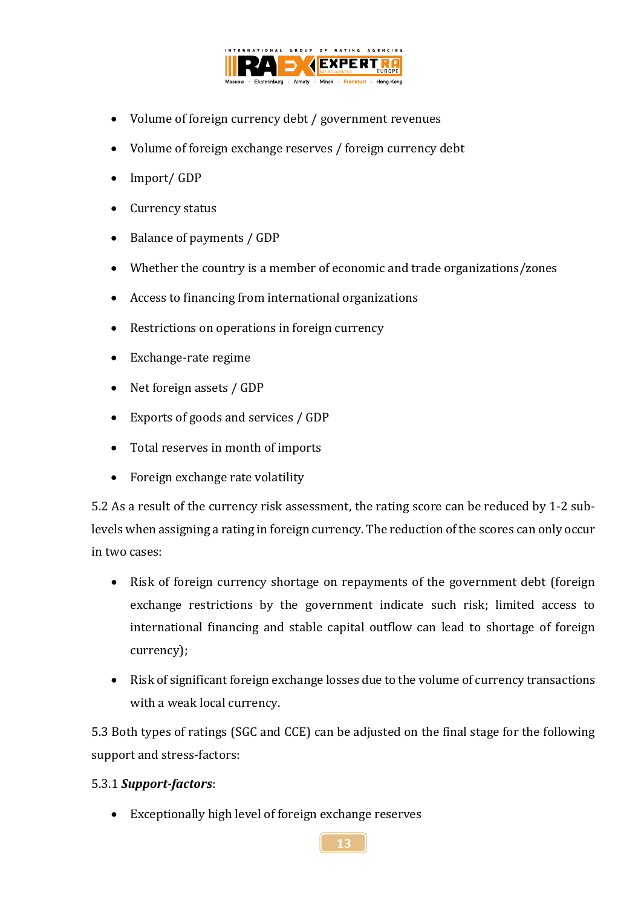- Volume of foreign currency debt / government revenues
- Volume of foreign exchange reserves / foreign currency debt
- Import/ GDP
- Currency status
- Balance of payments / GDP
- Whether the country is a member of economic and trade organizations/zones
- Access to financing from international organizations
- Restrictions on operations in foreign currency
- Exchange-rate regime
- Net foreign assets / GDP
- Exports of goods and services / GDP
- Total reserves in month of imports
- Foreign exchange rate volatility

5.2 As a result of the currency risk assessment, the rating score can be reduced by 1-2 sub-levels when assigning a rating in foreign currency. The reduction of the scores can only occur in two cases:

- Risk of foreign currency shortage on repayments of the government debt (foreign exchange restrictions by the government indicate such risk; limited access to international financing and stable capital outflow can lead to shortage of foreign currency);
- Risk of significant foreign exchange losses due to the volume of currency transactions with a weak local currency.

5.3 Both types of ratings (SGC and CCE) can be adjusted on the final stage for the following support and stress-factors:

5.3.1 ***Support-factors***:

- Exceptionally high level of foreign exchange reserves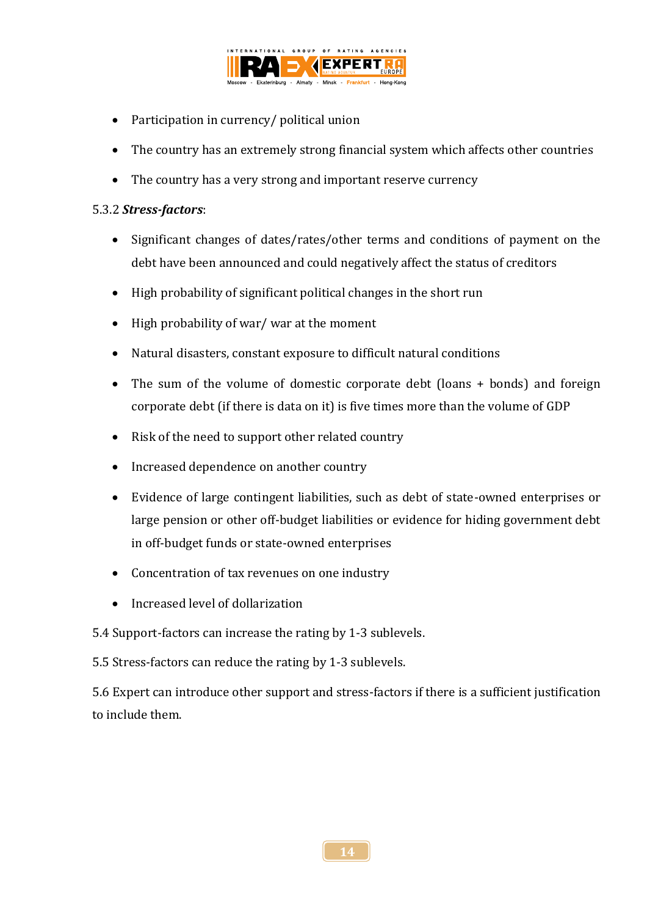- Participation in currency/ political union
- The country has an extremely strong financial system which affects other countries
- The country has a very strong and important reserve currency

5.3.2 ***Stress-factors***:

- Significant changes of dates/rates/other terms and conditions of payment on the debt have been announced and could negatively affect the status of creditors
- High probability of significant political changes in the short run
- High probability of war/ war at the moment
- Natural disasters, constant exposure to difficult natural conditions
- The sum of the volume of domestic corporate debt (loans + bonds) and foreign corporate debt (if there is data on it) is five times more than the volume of GDP
- Risk of the need to support other related country
- Increased dependence on another country
- Evidence of large contingent liabilities, such as debt of state-owned enterprises or large pension or other off-budget liabilities or evidence for hiding government debt in off-budget funds or state-owned enterprises
- Concentration of tax revenues on one industry
- Increased level of dollarization

5.4 Support-factors can increase the rating by 1-3 sublevels.

5.5 Stress-factors can reduce the rating by 1-3 sublevels.

5.6 Expert can introduce other support and stress-factors if there is a sufficient justification to include them.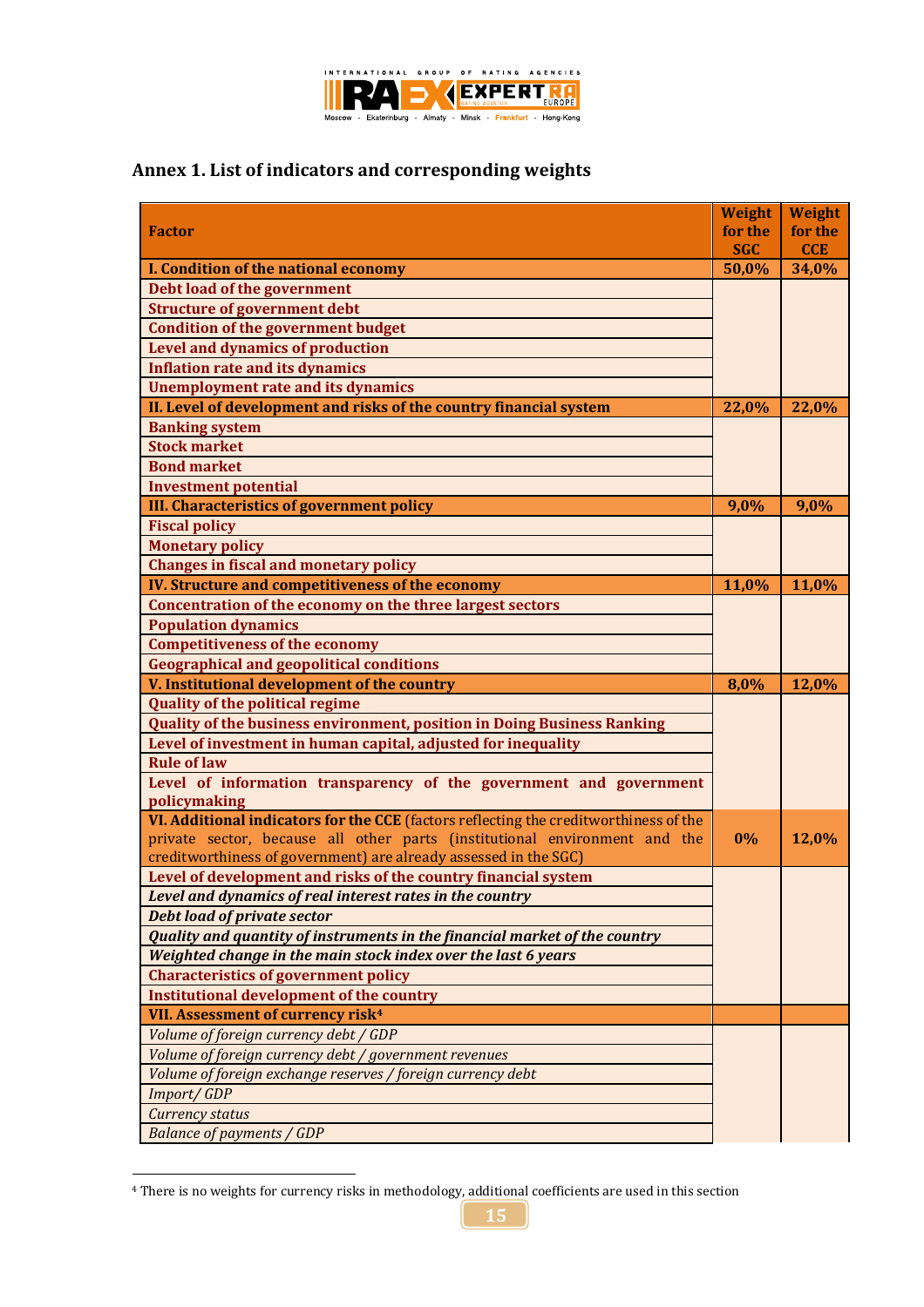## Annex 1. List of indicators and corresponding weights

| Factor | Weight for the SGC | Weight for the CCE |
|---|---|---|
| **I. Condition of the national economy** | **50,0%** | **34,0%** |
| **Debt load of the government** | | |
| **Structure of government debt** | | |
| **Condition of the government budget** | | |
| **Level and dynamics of production** | | |
| **Inflation rate and its dynamics** | | |
| **Unemployment rate and its dynamics** | | |
| **II. Level of development and risks of the country financial system** | **22,0%** | **22,0%** |
| **Banking system** | | |
| **Stock market** | | |
| **Bond market** | | |
| **Investment potential** | | |
| **III. Characteristics of government policy** | **9,0%** | **9,0%** |
| **Fiscal policy** | | |
| **Monetary policy** | | |
| **Changes in fiscal and monetary policy** | | |
| **IV. Structure and competitiveness of the economy** | **11,0%** | **11,0%** |
| **Concentration of the economy on the three largest sectors** | | |
| **Population dynamics** | | |
| **Competitiveness of the economy** | | |
| **Geographical and geopolitical conditions** | | |
| **V. Institutional development of the country** | **8,0%** | **12,0%** |
| **Quality of the political regime** | | |
| **Quality of the business environment, position in Doing Business Ranking** | | |
| **Level of investment in human capital, adjusted for inequality** | | |
| **Rule of law** | | |
| **Level of information transparency of the government and government policymaking** | | |
| **VI. Additional indicators for the CCE** (factors reflecting the creditworthiness of the private sector, because all other parts (institutional environment and the creditworthiness of government) are already assessed in the SGC) | **0%** | **12,0%** |
| **Level of development and risks of the country financial system** | | |
| ***Level and dynamics of real interest rates in the country*** | | |
| ***Debt load of private sector*** | | |
| ***Quality and quantity of instruments in the financial market of the country*** | | |
| ***Weighted change in the main stock index over the last 6 years*** | | |
| **Characteristics of government policy** | | |
| **Institutional development of the country** | | |
| **VII. Assessment of currency risk**[4] | | |
| *Volume of foreign currency debt / GDP* | | |
| *Volume of foreign currency debt / government revenues* | | |
| *Volume of foreign exchange reserves / foreign currency debt* | | |
| *Import/ GDP* | | |
| *Currency status* | | |
| *Balance of payments / GDP* | | |

[4] There is no weights for currency risks in methodology, additional coefficients are used in this section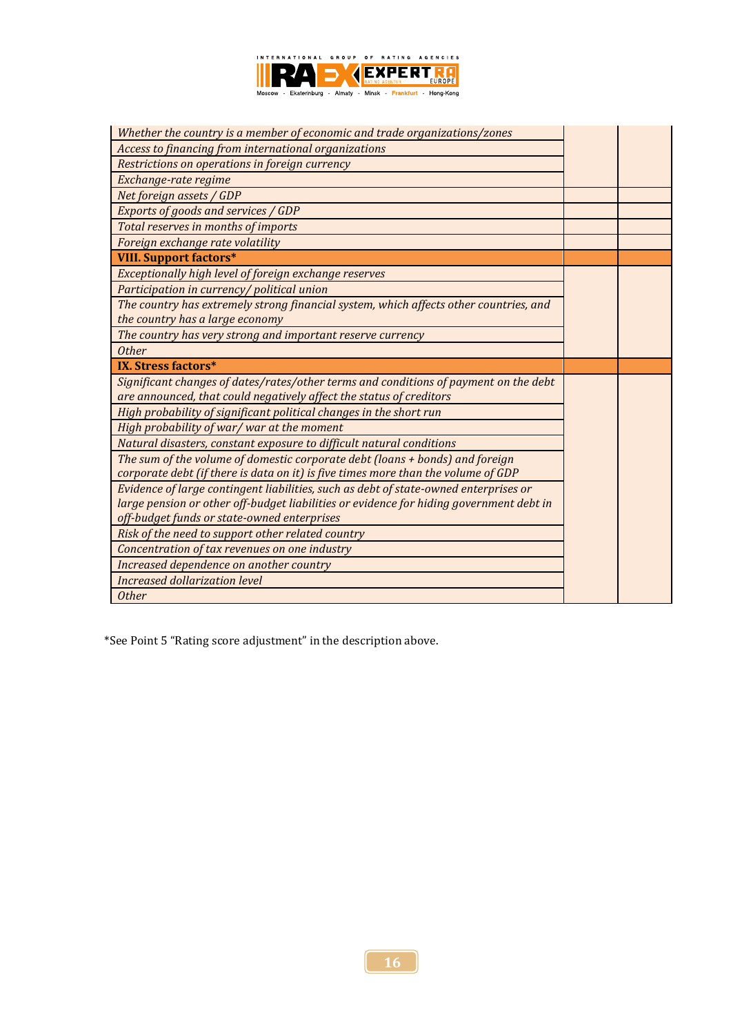| | | |
|---|---|---|
| *Whether the country is a member of economic and trade organizations/zones* | | |
| *Access to financing from international organizations* | | |
| *Restrictions on operations in foreign currency* | | |
| *Exchange-rate regime* | | |
| *Net foreign assets / GDP* | | |
| *Exports of goods and services / GDP* | | |
| *Total reserves in months of imports* | | |
| *Foreign exchange rate volatility* | | |
| **VIII. Support factors*** | | |
| *Exceptionally high level of foreign exchange reserves* | | |
| *Participation in currency/ political union* | | |
| *The country has extremely strong financial system, which affects other countries, and the country has a large economy* | | |
| *The country has very strong and important reserve currency* | | |
| *Other* | | |
| **IX. Stress factors*** | | |
| *Significant changes of dates/rates/other terms and conditions of payment on the debt are announced, that could negatively affect the status of creditors* | | |
| *High probability of significant political changes in the short run* | | |
| *High probability of war/ war at the moment* | | |
| *Natural disasters, constant exposure to difficult natural conditions* | | |
| *The sum of the volume of domestic corporate debt (loans + bonds) and foreign corporate debt (if there is data on it) is five times more than the volume of GDP* | | |
| *Evidence of large contingent liabilities, such as debt of state-owned enterprises or large pension or other off-budget liabilities or evidence for hiding government debt in off-budget funds or state-owned enterprises* | | |
| *Risk of the need to support other related country* | | |
| *Concentration of tax revenues on one industry* | | |
| *Increased dependence on another country* | | |
| *Increased dollarization level* | | |
| *Other* | | |

*See Point 5 "Rating score adjustment" in the description above.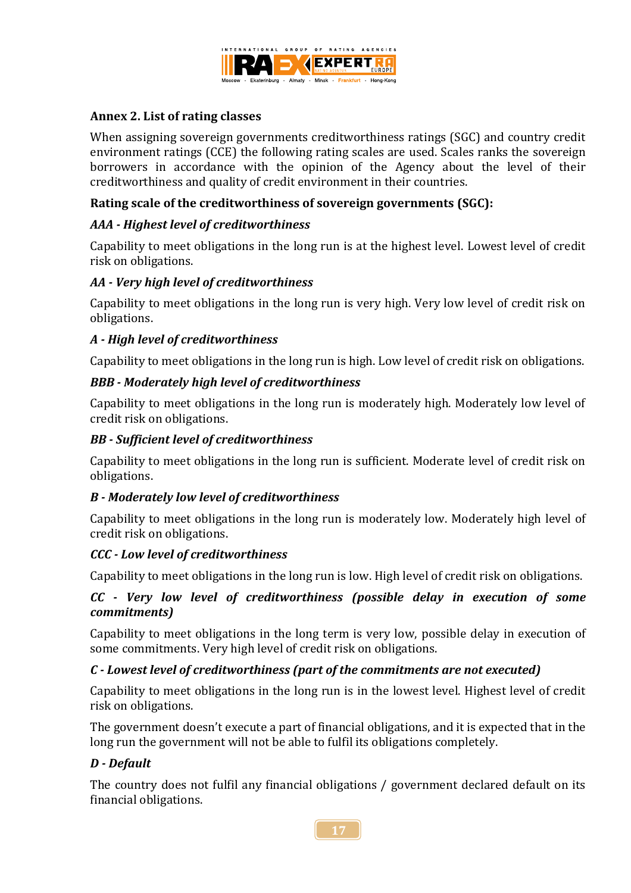## Annex 2. List of rating classes

When assigning sovereign governments creditworthiness ratings (SGC) and country credit environment ratings (CCE) the following rating scales are used. Scales ranks the sovereign borrowers in accordance with the opinion of the Agency about the level of their creditworthiness and quality of credit environment in their countries.

**Rating scale of the creditworthiness of sovereign governments (SGC):**

***AAA - Highest level of creditworthiness***

Capability to meet obligations in the long run is at the highest level. Lowest level of credit risk on obligations.

***AA - Very high level of creditworthiness***

Capability to meet obligations in the long run is very high. Very low level of credit risk on obligations.

***A - High level of creditworthiness***

Capability to meet obligations in the long run is high. Low level of credit risk on obligations.

***BBB - Moderately high level of creditworthiness***

Capability to meet obligations in the long run is moderately high. Moderately low level of credit risk on obligations.

***BB - Sufficient level of creditworthiness***

Capability to meet obligations in the long run is sufficient. Moderate level of credit risk on obligations.

***B - Moderately low level of creditworthiness***

Capability to meet obligations in the long run is moderately low. Moderately high level of credit risk on obligations.

***CCC - Low level of creditworthiness***

Capability to meet obligations in the long run is low. High level of credit risk on obligations.

***CC - Very low level of creditworthiness (possible delay in execution of some commitments)***

Capability to meet obligations in the long term is very low, possible delay in execution of some commitments. Very high level of credit risk on obligations.

***C - Lowest level of creditworthiness (part of the commitments are not executed)***

Capability to meet obligations in the long run is in the lowest level. Highest level of credit risk on obligations.

The government doesn't execute a part of financial obligations, and it is expected that in the long run the government will not be able to fulfil its obligations completely.

***D - Default***

The country does not fulfil any financial obligations / government declared default on its financial obligations.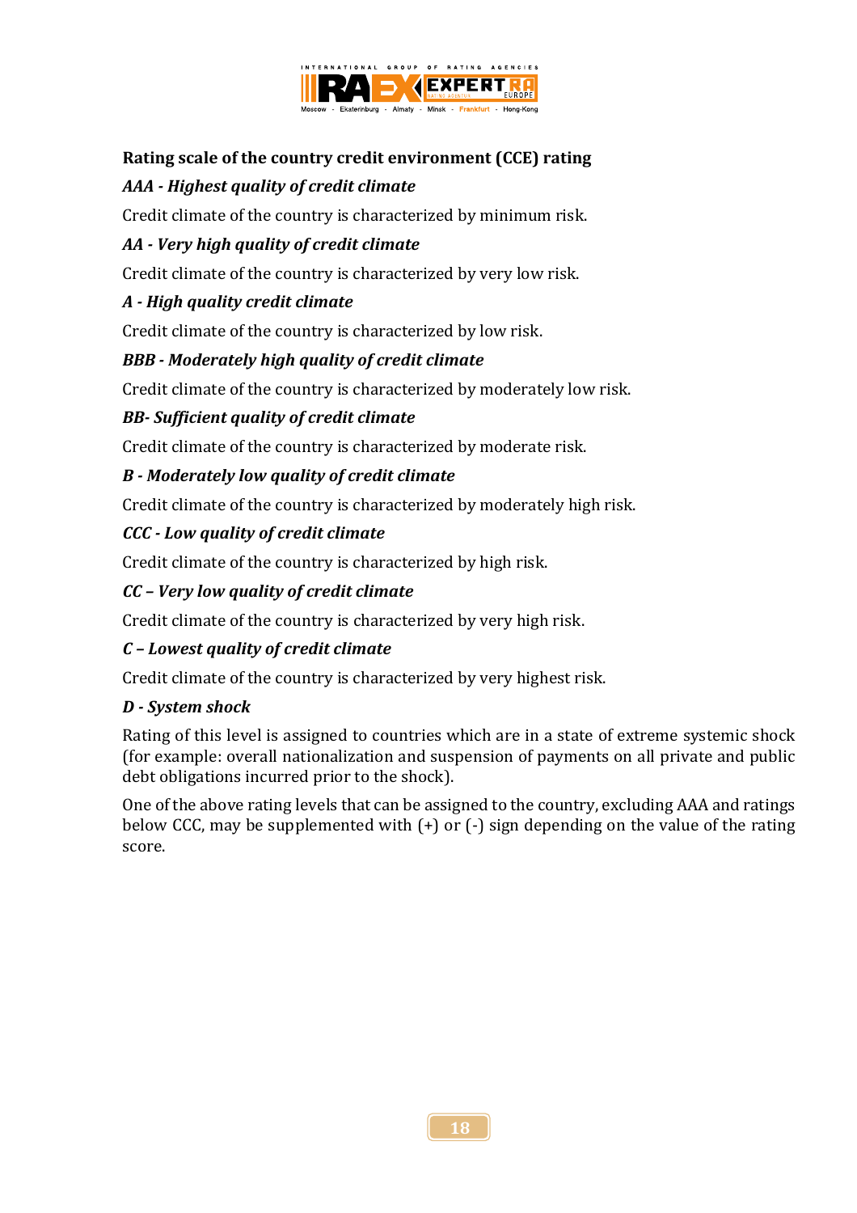**Rating scale of the country credit environment (CCE) rating**

***AAA - Highest quality of credit climate***

Credit climate of the country is characterized by minimum risk.

***AA - Very high quality of credit climate***

Credit climate of the country is characterized by very low risk.

***A - High quality credit climate***

Credit climate of the country is characterized by low risk.

***BBB - Moderately high quality of credit climate***

Credit climate of the country is characterized by moderately low risk.

***BB- Sufficient quality of credit climate***

Credit climate of the country is characterized by moderate risk.

***B - Moderately low quality of credit climate***

Credit climate of the country is characterized by moderately high risk.

***CCC - Low quality of credit climate***

Credit climate of the country is characterized by high risk.

***CC – Very low quality of credit climate***

Credit climate of the country is characterized by very high risk.

***C – Lowest quality of credit climate***

Credit climate of the country is characterized by very highest risk.

***D - System shock***

Rating of this level is assigned to countries which are in a state of extreme systemic shock (for example: overall nationalization and suspension of payments on all private and public debt obligations incurred prior to the shock).

One of the above rating levels that can be assigned to the country, excluding AAA and ratings below CCC, may be supplemented with (+) or (-) sign depending on the value of the rating score.